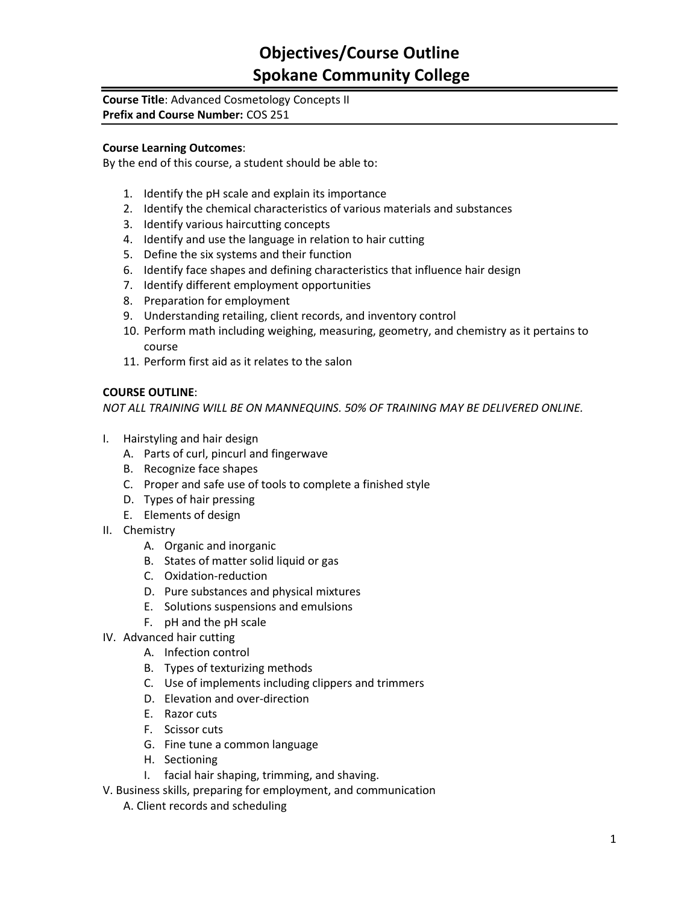# Objectives/Course Outline
# Spokane Community College

**Course Title**: Advanced Cosmetology Concepts II
**Prefix and Course Number:** COS 251

**Course Learning Outcomes**:
By the end of this course, a student should be able to:

1. Identify the pH scale and explain its importance
2. Identify the chemical characteristics of various materials and substances
3. Identify various haircutting concepts
4. Identify and use the language in relation to hair cutting
5. Define the six systems and their function
6. Identify face shapes and defining characteristics that influence hair design
7. Identify different employment opportunities
8. Preparation for employment
9. Understanding retailing, client records, and inventory control
10. Perform math including weighing, measuring, geometry, and chemistry as it pertains to course
11. Perform first aid as it relates to the salon

**COURSE OUTLINE**:
*NOT ALL TRAINING WILL BE ON MANNEQUINS. 50% OF TRAINING MAY BE DELIVERED ONLINE.*

I. Hairstyling and hair design
  A. Parts of curl, pincurl and fingerwave
  B. Recognize face shapes
  C. Proper and safe use of tools to complete a finished style
  D. Types of hair pressing
  E. Elements of design

II. Chemistry
  A. Organic and inorganic
  B. States of matter solid liquid or gas
  C. Oxidation-reduction
  D. Pure substances and physical mixtures
  E. Solutions suspensions and emulsions
  F. pH and the pH scale

IV. Advanced hair cutting
  A. Infection control
  B. Types of texturizing methods
  C. Use of implements including clippers and trimmers
  D. Elevation and over-direction
  E. Razor cuts
  F. Scissor cuts
  G. Fine tune a common language
  H. Sectioning
  I. facial hair shaping, trimming, and shaving.

V. Business skills, preparing for employment, and communication
  A. Client records and scheduling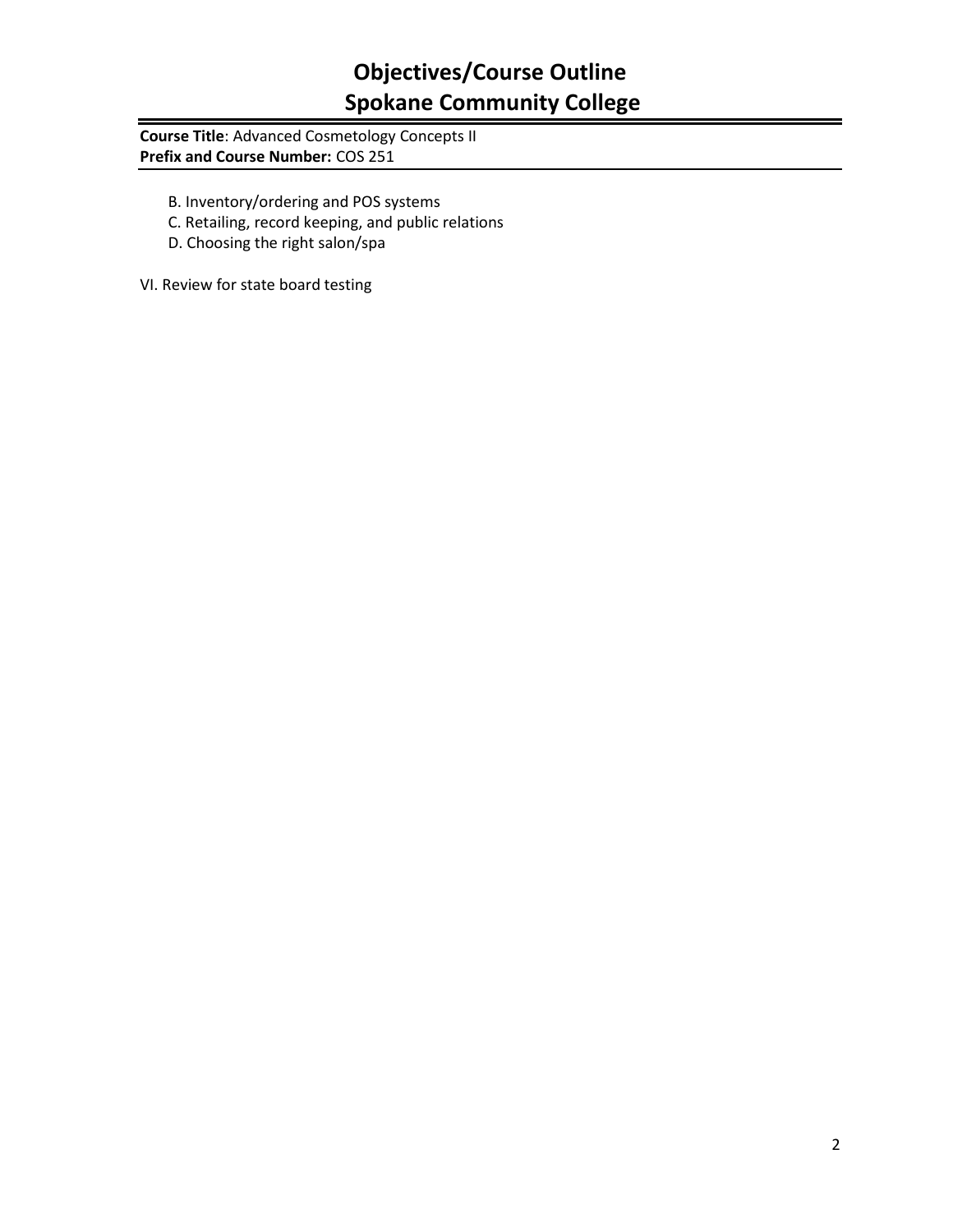# Objectives/Course Outline
# Spokane Community College

**Course Title**: Advanced Cosmetology Concepts II
**Prefix and Course Number:** COS 251

B. Inventory/ordering and POS systems
C. Retailing, record keeping, and public relations
D. Choosing the right salon/spa

VI. Review for state board testing